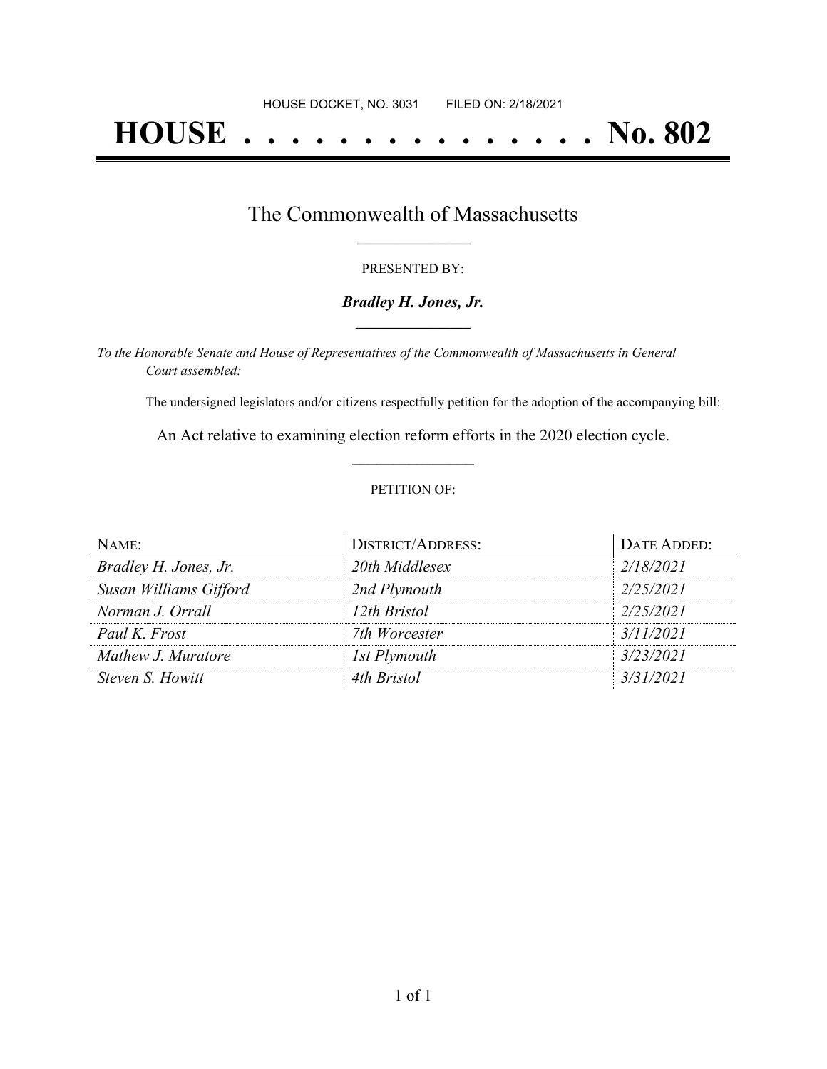HOUSE DOCKET, NO. 3031 FILED ON: 2/18/2021

# HOUSE . . . . . . . . . . . . . . . No. 802

## The Commonwealth of Massachusetts

PRESENTED BY:

***Bradley H. Jones, Jr.***

*To the Honorable Senate and House of Representatives of the Commonwealth of Massachusetts in General Court assembled:*

The undersigned legislators and/or citizens respectfully petition for the adoption of the accompanying bill:

An Act relative to examining election reform efforts in the 2020 election cycle.

PETITION OF:

| NAME: | DISTRICT/ADDRESS: | DATE ADDED: |
|---|---|---|
| *Bradley H. Jones, Jr.* | *20th Middlesex* | *2/18/2021* |
| *Susan Williams Gifford* | *2nd Plymouth* | *2/25/2021* |
| *Norman J. Orrall* | *12th Bristol* | *2/25/2021* |
| *Paul K. Frost* | *7th Worcester* | *3/11/2021* |
| *Mathew J. Muratore* | *1st Plymouth* | *3/23/2021* |
| *Steven S. Howitt* | *4th Bristol* | *3/31/2021* |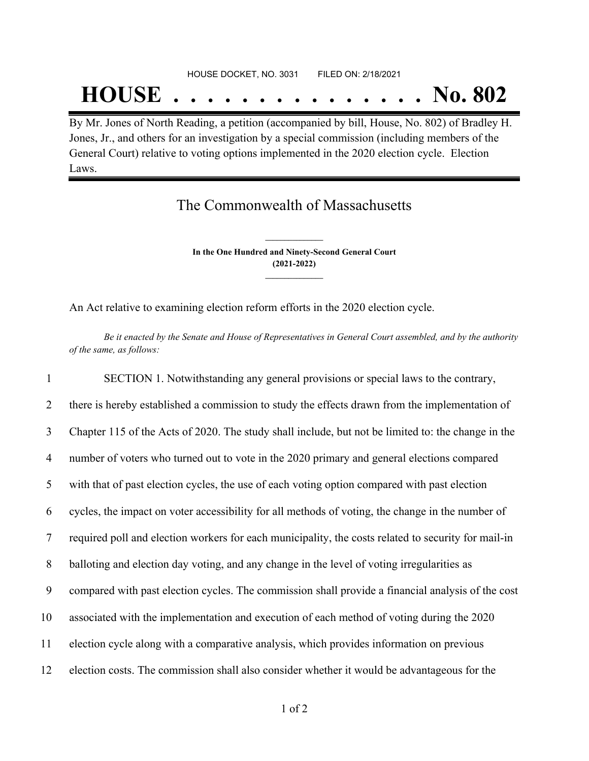HOUSE DOCKET, NO. 3031 FILED ON: 2/18/2021

# HOUSE . . . . . . . . . . . . . . . No. 802

By Mr. Jones of North Reading, a petition (accompanied by bill, House, No. 802) of Bradley H. Jones, Jr., and others for an investigation by a special commission (including members of the General Court) relative to voting options implemented in the 2020 election cycle. Election Laws.

## The Commonwealth of Massachusetts

**In the One Hundred and Ninety-Second General Court**
**(2021-2022)**

An Act relative to examining election reform efforts in the 2020 election cycle.

*Be it enacted by the Senate and House of Representatives in General Court assembled, and by the authority of the same, as follows:*

1 SECTION 1. Notwithstanding any general provisions or special laws to the contrary,
2 there is hereby established a commission to study the effects drawn from the implementation of
3 Chapter 115 of the Acts of 2020. The study shall include, but not be limited to: the change in the
4 number of voters who turned out to vote in the 2020 primary and general elections compared
5 with that of past election cycles, the use of each voting option compared with past election
6 cycles, the impact on voter accessibility for all methods of voting, the change in the number of
7 required poll and election workers for each municipality, the costs related to security for mail-in
8 balloting and election day voting, and any change in the level of voting irregularities as
9 compared with past election cycles. The commission shall provide a financial analysis of the cost
10 associated with the implementation and execution of each method of voting during the 2020
11 election cycle along with a comparative analysis, which provides information on previous
12 election costs. The commission shall also consider whether it would be advantageous for the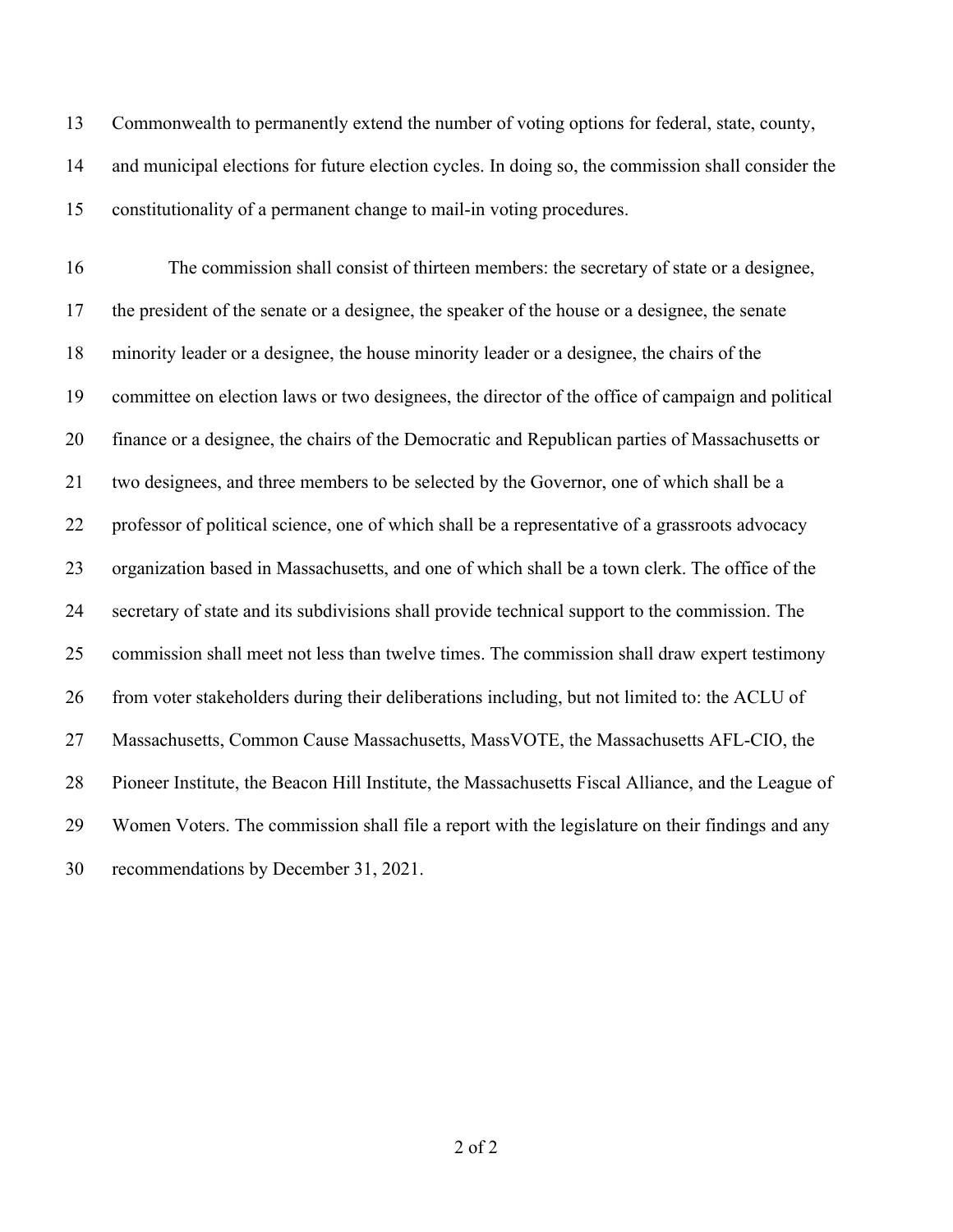Commonwealth to permanently extend the number of voting options for federal, state, county, and municipal elections for future election cycles. In doing so, the commission shall consider the constitutionality of a permanent change to mail-in voting procedures.

The commission shall consist of thirteen members: the secretary of state or a designee, the president of the senate or a designee, the speaker of the house or a designee, the senate minority leader or a designee, the house minority leader or a designee, the chairs of the committee on election laws or two designees, the director of the office of campaign and political finance or a designee, the chairs of the Democratic and Republican parties of Massachusetts or two designees, and three members to be selected by the Governor, one of which shall be a professor of political science, one of which shall be a representative of a grassroots advocacy organization based in Massachusetts, and one of which shall be a town clerk. The office of the secretary of state and its subdivisions shall provide technical support to the commission. The commission shall meet not less than twelve times. The commission shall draw expert testimony from voter stakeholders during their deliberations including, but not limited to: the ACLU of Massachusetts, Common Cause Massachusetts, MassVOTE, the Massachusetts AFL-CIO, the Pioneer Institute, the Beacon Hill Institute, the Massachusetts Fiscal Alliance, and the League of Women Voters. The commission shall file a report with the legislature on their findings and any recommendations by December 31, 2021.